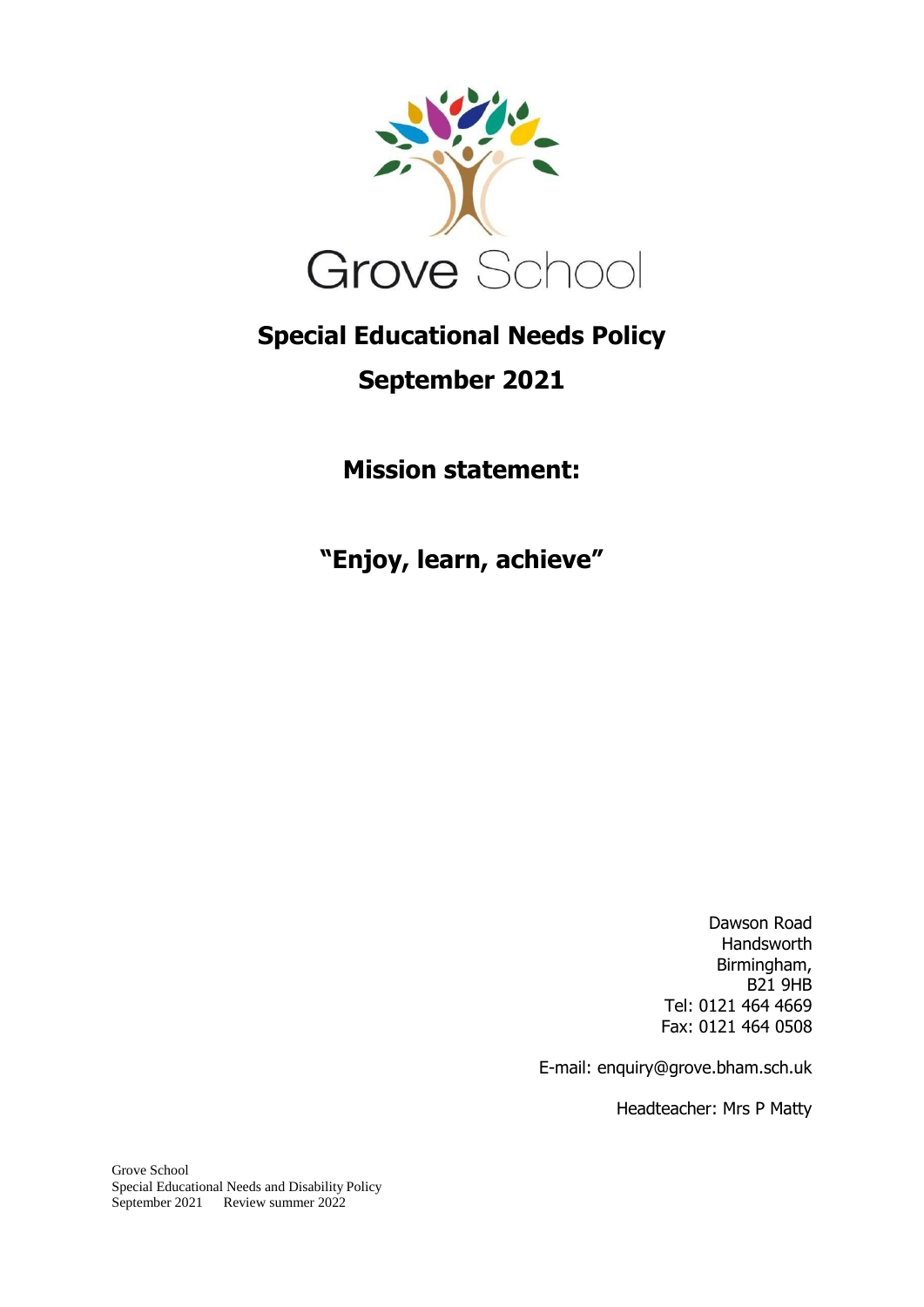Grove School

# Special Educational Needs Policy

## September 2021

## Mission statement:

## "Enjoy, learn, achieve"

Dawson Road
Handsworth
Birmingham,
B21 9HB
Tel: 0121 464 4669
Fax: 0121 464 0508

E-mail: enquiry@grove.bham.sch.uk

Headteacher: Mrs P Matty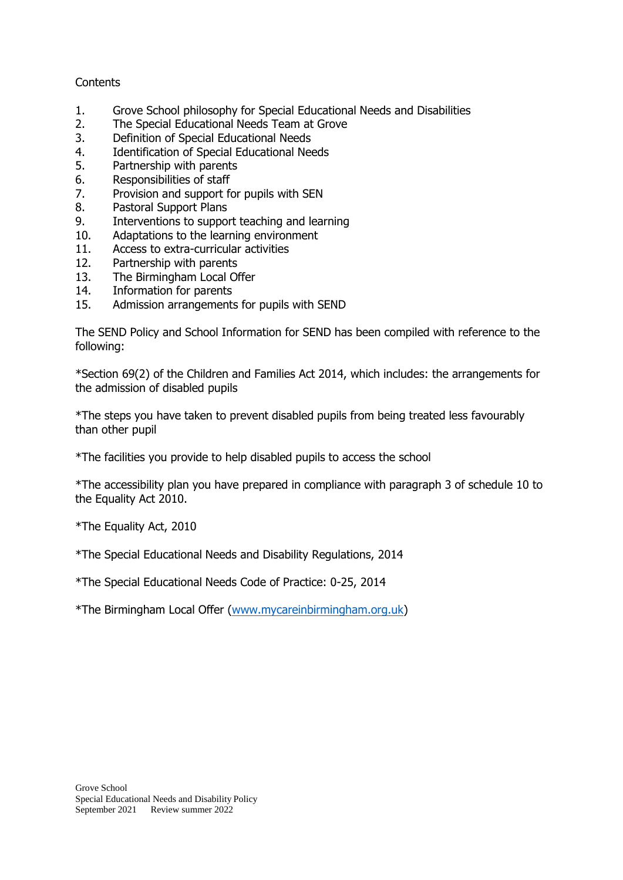Contents

1. Grove School philosophy for Special Educational Needs and Disabilities
2. The Special Educational Needs Team at Grove
3. Definition of Special Educational Needs
4. Identification of Special Educational Needs
5. Partnership with parents
6. Responsibilities of staff
7. Provision and support for pupils with SEN
8. Pastoral Support Plans
9. Interventions to support teaching and learning
10. Adaptations to the learning environment
11. Access to extra-curricular activities
12. Partnership with parents
13. The Birmingham Local Offer
14. Information for parents
15. Admission arrangements for pupils with SEND

The SEND Policy and School Information for SEND has been compiled with reference to the following:

*Section 69(2) of the Children and Families Act 2014, which includes: the arrangements for the admission of disabled pupils

*The steps you have taken to prevent disabled pupils from being treated less favourably than other pupil

*The facilities you provide to help disabled pupils to access the school

*The accessibility plan you have prepared in compliance with paragraph 3 of schedule 10 to the Equality Act 2010.

*The Equality Act, 2010

*The Special Educational Needs and Disability Regulations, 2014

*The Special Educational Needs Code of Practice: 0-25, 2014

*The Birmingham Local Offer ([www.mycareinbirmingham.org.uk](http://www.mycareinbirmingham.org.uk))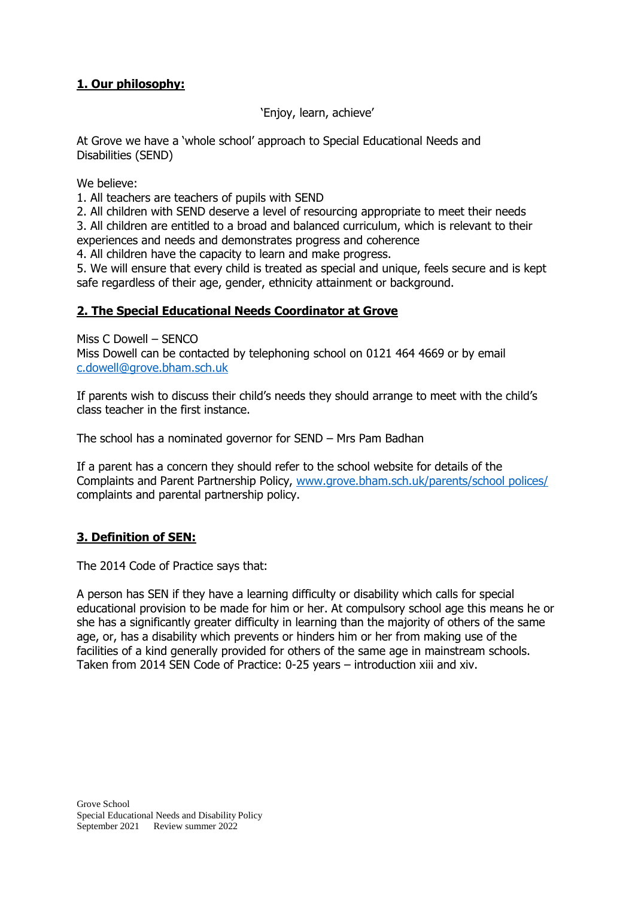## 1. Our philosophy:

'Enjoy, learn, achieve'

At Grove we have a 'whole school' approach to Special Educational Needs and Disabilities (SEND)

We believe:

1. All teachers are teachers of pupils with SEND
2. All children with SEND deserve a level of resourcing appropriate to meet their needs
3. All children are entitled to a broad and balanced curriculum, which is relevant to their experiences and needs and demonstrates progress and coherence
4. All children have the capacity to learn and make progress.
5. We will ensure that every child is treated as special and unique, feels secure and is kept safe regardless of their age, gender, ethnicity attainment or background.

## 2. The Special Educational Needs Coordinator at Grove

Miss C Dowell – SENCO
Miss Dowell can be contacted by telephoning school on 0121 464 4669 or by email c.dowell@grove.bham.sch.uk

If parents wish to discuss their child's needs they should arrange to meet with the child's class teacher in the first instance.

The school has a nominated governor for SEND – Mrs Pam Badhan

If a parent has a concern they should refer to the school website for details of the Complaints and Parent Partnership Policy, www.grove.bham.sch.uk/parents/school polices/ complaints and parental partnership policy.

## 3. Definition of SEN:

The 2014 Code of Practice says that:

A person has SEN if they have a learning difficulty or disability which calls for special educational provision to be made for him or her. At compulsory school age this means he or she has a significantly greater difficulty in learning than the majority of others of the same age, or, has a disability which prevents or hinders him or her from making use of the facilities of a kind generally provided for others of the same age in mainstream schools. Taken from 2014 SEN Code of Practice: 0-25 years – introduction xiii and xiv.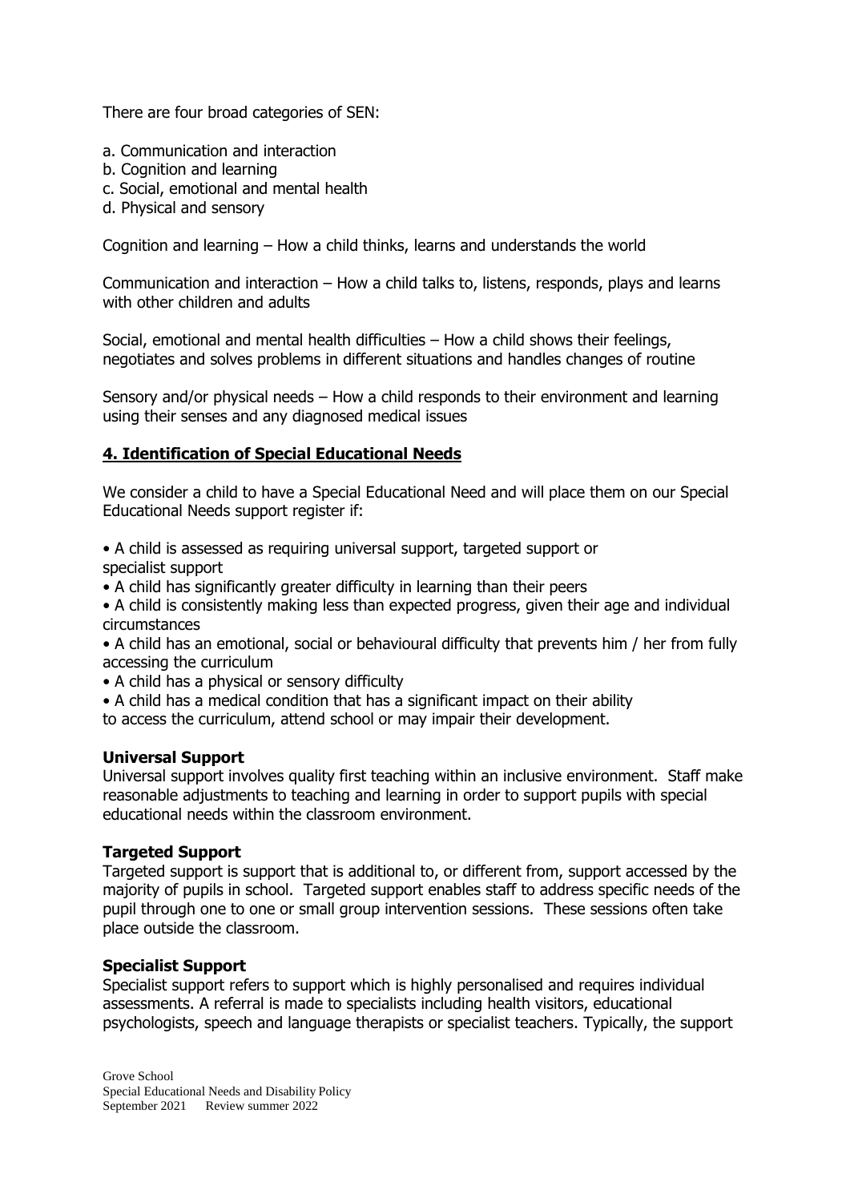There are four broad categories of SEN:

a. Communication and interaction
b. Cognition and learning
c. Social, emotional and mental health
d. Physical and sensory

Cognition and learning – How a child thinks, learns and understands the world

Communication and interaction – How a child talks to, listens, responds, plays and learns with other children and adults

Social, emotional and mental health difficulties – How a child shows their feelings, negotiates and solves problems in different situations and handles changes of routine

Sensory and/or physical needs – How a child responds to their environment and learning using their senses and any diagnosed medical issues

## 4. Identification of Special Educational Needs

We consider a child to have a Special Educational Need and will place them on our Special Educational Needs support register if:

- A child is assessed as requiring universal support, targeted support or specialist support
- A child has significantly greater difficulty in learning than their peers
- A child is consistently making less than expected progress, given their age and individual circumstances
- A child has an emotional, social or behavioural difficulty that prevents him / her from fully accessing the curriculum
- A child has a physical or sensory difficulty
- A child has a medical condition that has a significant impact on their ability to access the curriculum, attend school or may impair their development.

**Universal Support**
Universal support involves quality first teaching within an inclusive environment. Staff make reasonable adjustments to teaching and learning in order to support pupils with special educational needs within the classroom environment.

**Targeted Support**
Targeted support is support that is additional to, or different from, support accessed by the majority of pupils in school. Targeted support enables staff to address specific needs of the pupil through one to one or small group intervention sessions. These sessions often take place outside the classroom.

**Specialist Support**
Specialist support refers to support which is highly personalised and requires individual assessments. A referral is made to specialists including health visitors, educational psychologists, speech and language therapists or specialist teachers. Typically, the support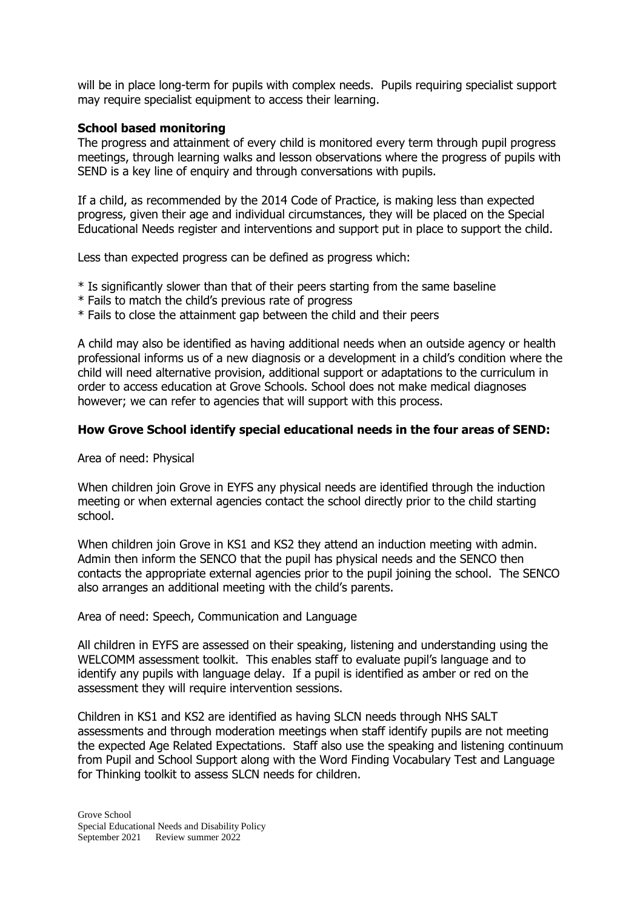will be in place long-term for pupils with complex needs. Pupils requiring specialist support may require specialist equipment to access their learning.

**School based monitoring**

The progress and attainment of every child is monitored every term through pupil progress meetings, through learning walks and lesson observations where the progress of pupils with SEND is a key line of enquiry and through conversations with pupils.

If a child, as recommended by the 2014 Code of Practice, is making less than expected progress, given their age and individual circumstances, they will be placed on the Special Educational Needs register and interventions and support put in place to support the child.

Less than expected progress can be defined as progress which:

* Is significantly slower than that of their peers starting from the same baseline
* Fails to match the child's previous rate of progress
* Fails to close the attainment gap between the child and their peers

A child may also be identified as having additional needs when an outside agency or health professional informs us of a new diagnosis or a development in a child's condition where the child will need alternative provision, additional support or adaptations to the curriculum in order to access education at Grove Schools. School does not make medical diagnoses however; we can refer to agencies that will support with this process.

**How Grove School identify special educational needs in the four areas of SEND:**

Area of need: Physical

When children join Grove in EYFS any physical needs are identified through the induction meeting or when external agencies contact the school directly prior to the child starting school.

When children join Grove in KS1 and KS2 they attend an induction meeting with admin. Admin then inform the SENCO that the pupil has physical needs and the SENCO then contacts the appropriate external agencies prior to the pupil joining the school. The SENCO also arranges an additional meeting with the child's parents.

Area of need: Speech, Communication and Language

All children in EYFS are assessed on their speaking, listening and understanding using the WELCOMM assessment toolkit. This enables staff to evaluate pupil's language and to identify any pupils with language delay. If a pupil is identified as amber or red on the assessment they will require intervention sessions.

Children in KS1 and KS2 are identified as having SLCN needs through NHS SALT assessments and through moderation meetings when staff identify pupils are not meeting the expected Age Related Expectations. Staff also use the speaking and listening continuum from Pupil and School Support along with the Word Finding Vocabulary Test and Language for Thinking toolkit to assess SLCN needs for children.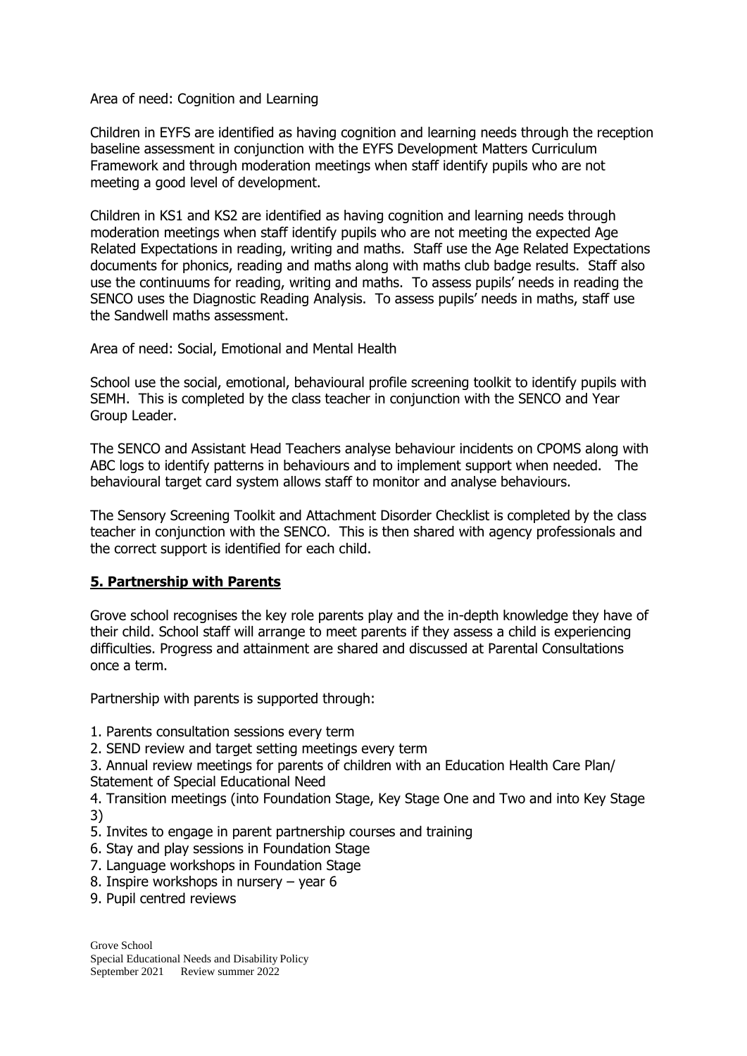Area of need: Cognition and Learning

Children in EYFS are identified as having cognition and learning needs through the reception baseline assessment in conjunction with the EYFS Development Matters Curriculum Framework and through moderation meetings when staff identify pupils who are not meeting a good level of development.

Children in KS1 and KS2 are identified as having cognition and learning needs through moderation meetings when staff identify pupils who are not meeting the expected Age Related Expectations in reading, writing and maths. Staff use the Age Related Expectations documents for phonics, reading and maths along with maths club badge results. Staff also use the continuums for reading, writing and maths. To assess pupils' needs in reading the SENCO uses the Diagnostic Reading Analysis. To assess pupils' needs in maths, staff use the Sandwell maths assessment.

Area of need: Social, Emotional and Mental Health

School use the social, emotional, behavioural profile screening toolkit to identify pupils with SEMH. This is completed by the class teacher in conjunction with the SENCO and Year Group Leader.

The SENCO and Assistant Head Teachers analyse behaviour incidents on CPOMS along with ABC logs to identify patterns in behaviours and to implement support when needed. The behavioural target card system allows staff to monitor and analyse behaviours.

The Sensory Screening Toolkit and Attachment Disorder Checklist is completed by the class teacher in conjunction with the SENCO. This is then shared with agency professionals and the correct support is identified for each child.

## 5. Partnership with Parents

Grove school recognises the key role parents play and the in-depth knowledge they have of their child. School staff will arrange to meet parents if they assess a child is experiencing difficulties. Progress and attainment are shared and discussed at Parental Consultations once a term.

Partnership with parents is supported through:

1. Parents consultation sessions every term
2. SEND review and target setting meetings every term
3. Annual review meetings for parents of children with an Education Health Care Plan/ Statement of Special Educational Need
4. Transition meetings (into Foundation Stage, Key Stage One and Two and into Key Stage 3)
5. Invites to engage in parent partnership courses and training
6. Stay and play sessions in Foundation Stage
7. Language workshops in Foundation Stage
8. Inspire workshops in nursery – year 6
9. Pupil centred reviews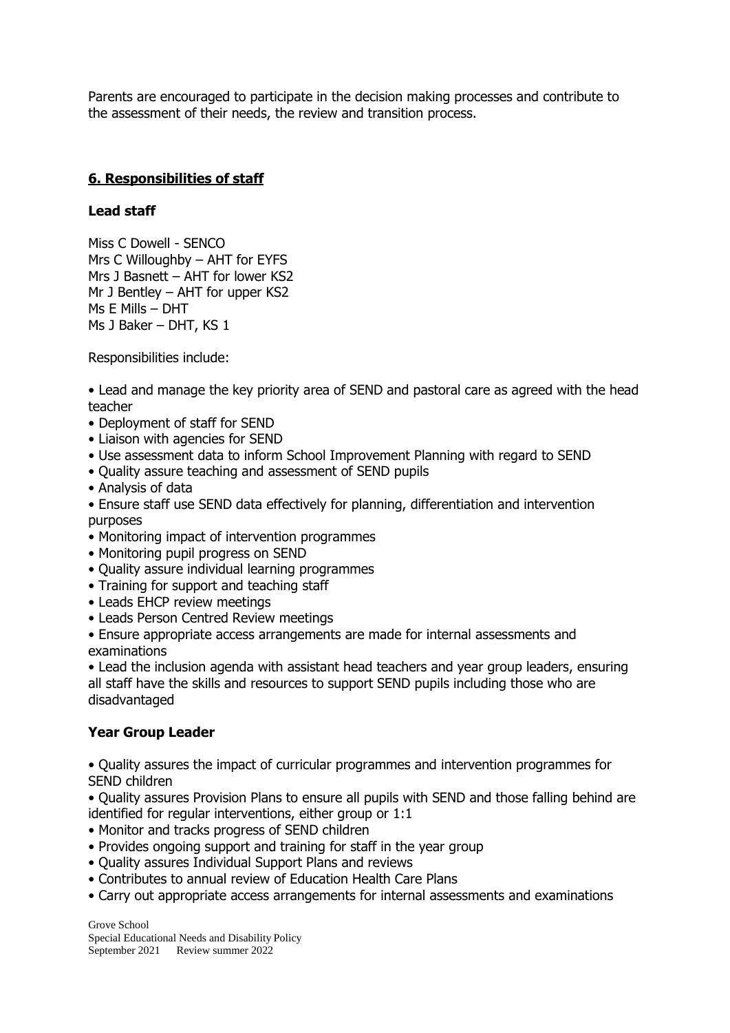Parents are encouraged to participate in the decision making processes and contribute to the assessment of their needs, the review and transition process.

## 6. Responsibilities of staff

### Lead staff

Miss C Dowell - SENCO
Mrs C Willoughby – AHT for EYFS
Mrs J Basnett – AHT for lower KS2
Mr J Bentley – AHT for upper KS2
Ms E Mills – DHT
Ms J Baker – DHT, KS 1

Responsibilities include:

- Lead and manage the key priority area of SEND and pastoral care as agreed with the head teacher
- Deployment of staff for SEND
- Liaison with agencies for SEND
- Use assessment data to inform School Improvement Planning with regard to SEND
- Quality assure teaching and assessment of SEND pupils
- Analysis of data
- Ensure staff use SEND data effectively for planning, differentiation and intervention purposes
- Monitoring impact of intervention programmes
- Monitoring pupil progress on SEND
- Quality assure individual learning programmes
- Training for support and teaching staff
- Leads EHCP review meetings
- Leads Person Centred Review meetings
- Ensure appropriate access arrangements are made for internal assessments and examinations
- Lead the inclusion agenda with assistant head teachers and year group leaders, ensuring all staff have the skills and resources to support SEND pupils including those who are disadvantaged

### Year Group Leader

- Quality assures the impact of curricular programmes and intervention programmes for SEND children
- Quality assures Provision Plans to ensure all pupils with SEND and those falling behind are identified for regular interventions, either group or 1:1
- Monitor and tracks progress of SEND children
- Provides ongoing support and training for staff in the year group
- Quality assures Individual Support Plans and reviews
- Contributes to annual review of Education Health Care Plans
- Carry out appropriate access arrangements for internal assessments and examinations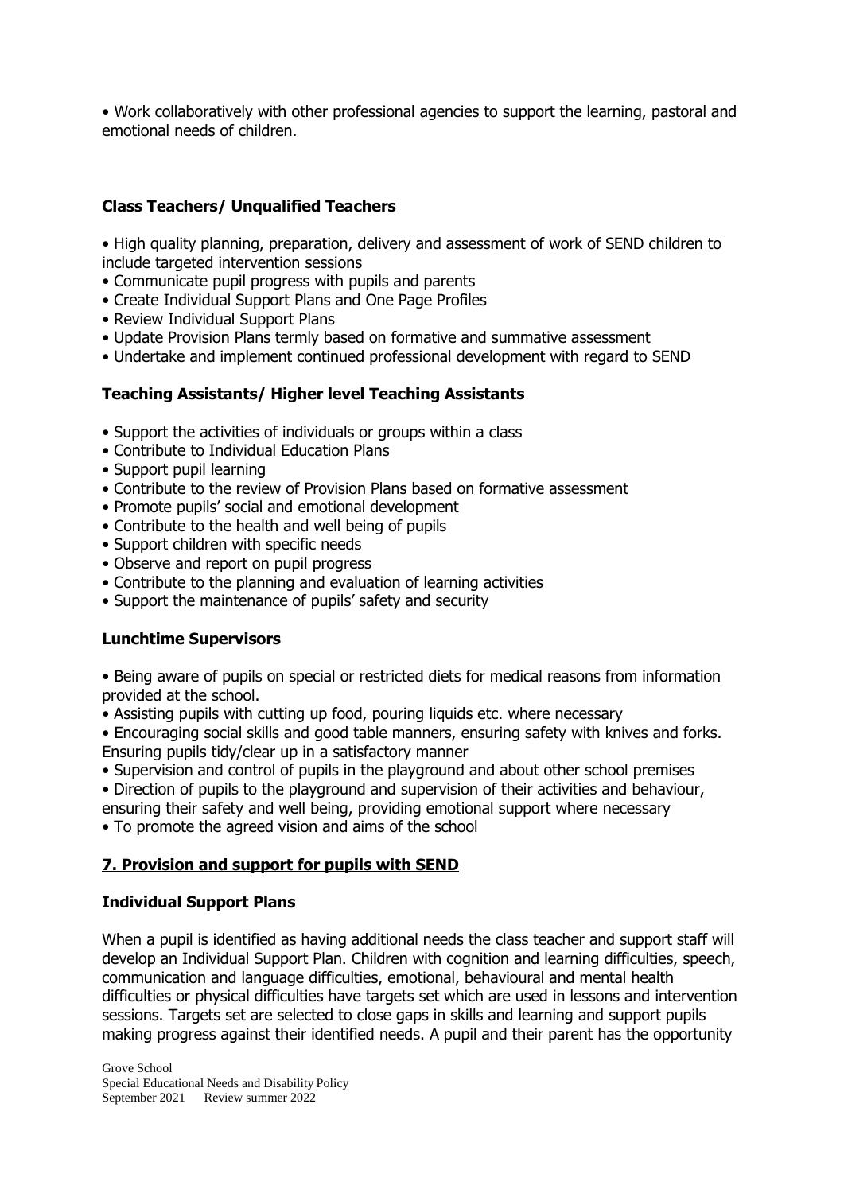• Work collaboratively with other professional agencies to support the learning, pastoral and emotional needs of children.

### Class Teachers/ Unqualified Teachers

• High quality planning, preparation, delivery and assessment of work of SEND children to include targeted intervention sessions
• Communicate pupil progress with pupils and parents
• Create Individual Support Plans and One Page Profiles
• Review Individual Support Plans
• Update Provision Plans termly based on formative and summative assessment
• Undertake and implement continued professional development with regard to SEND

### Teaching Assistants/ Higher level Teaching Assistants

• Support the activities of individuals or groups within a class
• Contribute to Individual Education Plans
• Support pupil learning
• Contribute to the review of Provision Plans based on formative assessment
• Promote pupils' social and emotional development
• Contribute to the health and well being of pupils
• Support children with specific needs
• Observe and report on pupil progress
• Contribute to the planning and evaluation of learning activities
• Support the maintenance of pupils' safety and security

### Lunchtime Supervisors

• Being aware of pupils on special or restricted diets for medical reasons from information provided at the school.
• Assisting pupils with cutting up food, pouring liquids etc. where necessary
• Encouraging social skills and good table manners, ensuring safety with knives and forks. Ensuring pupils tidy/clear up in a satisfactory manner
• Supervision and control of pupils in the playground and about other school premises
• Direction of pupils to the playground and supervision of their activities and behaviour, ensuring their safety and well being, providing emotional support where necessary
• To promote the agreed vision and aims of the school

## 7. Provision and support for pupils with SEND

### Individual Support Plans

When a pupil is identified as having additional needs the class teacher and support staff will develop an Individual Support Plan. Children with cognition and learning difficulties, speech, communication and language difficulties, emotional, behavioural and mental health difficulties or physical difficulties have targets set which are used in lessons and intervention sessions. Targets set are selected to close gaps in skills and learning and support pupils making progress against their identified needs. A pupil and their parent has the opportunity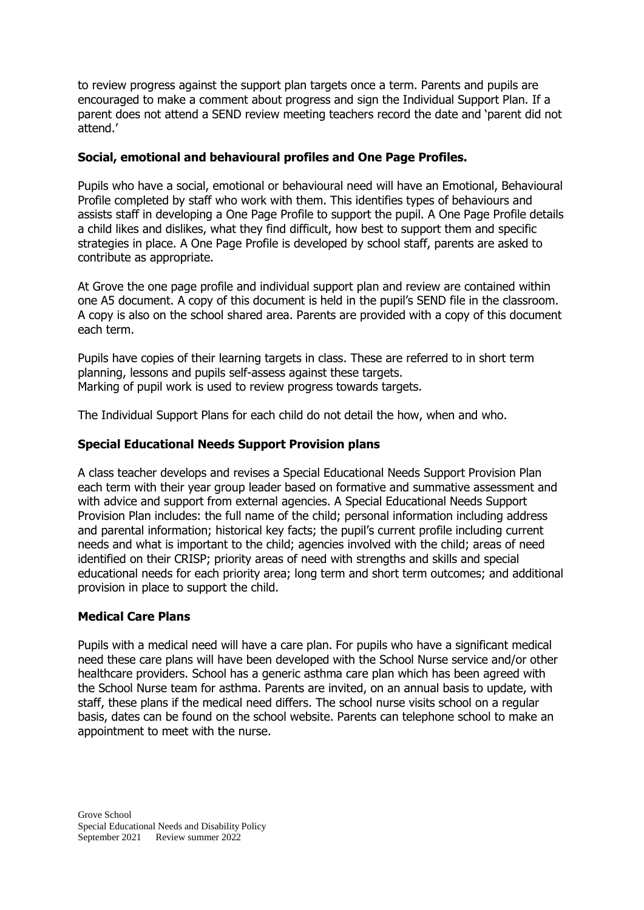to review progress against the support plan targets once a term. Parents and pupils are encouraged to make a comment about progress and sign the Individual Support Plan. If a parent does not attend a SEND review meeting teachers record the date and 'parent did not attend.'

### Social, emotional and behavioural profiles and One Page Profiles.

Pupils who have a social, emotional or behavioural need will have an Emotional, Behavioural Profile completed by staff who work with them. This identifies types of behaviours and assists staff in developing a One Page Profile to support the pupil. A One Page Profile details a child likes and dislikes, what they find difficult, how best to support them and specific strategies in place. A One Page Profile is developed by school staff, parents are asked to contribute as appropriate.

At Grove the one page profile and individual support plan and review are contained within one A5 document. A copy of this document is held in the pupil's SEND file in the classroom. A copy is also on the school shared area. Parents are provided with a copy of this document each term.

Pupils have copies of their learning targets in class. These are referred to in short term planning, lessons and pupils self-assess against these targets.
Marking of pupil work is used to review progress towards targets.

The Individual Support Plans for each child do not detail the how, when and who.

### Special Educational Needs Support Provision plans

A class teacher develops and revises a Special Educational Needs Support Provision Plan each term with their year group leader based on formative and summative assessment and with advice and support from external agencies. A Special Educational Needs Support Provision Plan includes: the full name of the child; personal information including address and parental information; historical key facts; the pupil's current profile including current needs and what is important to the child; agencies involved with the child; areas of need identified on their CRISP; priority areas of need with strengths and skills and special educational needs for each priority area; long term and short term outcomes; and additional provision in place to support the child.

### Medical Care Plans

Pupils with a medical need will have a care plan. For pupils who have a significant medical need these care plans will have been developed with the School Nurse service and/or other healthcare providers. School has a generic asthma care plan which has been agreed with the School Nurse team for asthma. Parents are invited, on an annual basis to update, with staff, these plans if the medical need differs. The school nurse visits school on a regular basis, dates can be found on the school website. Parents can telephone school to make an appointment to meet with the nurse.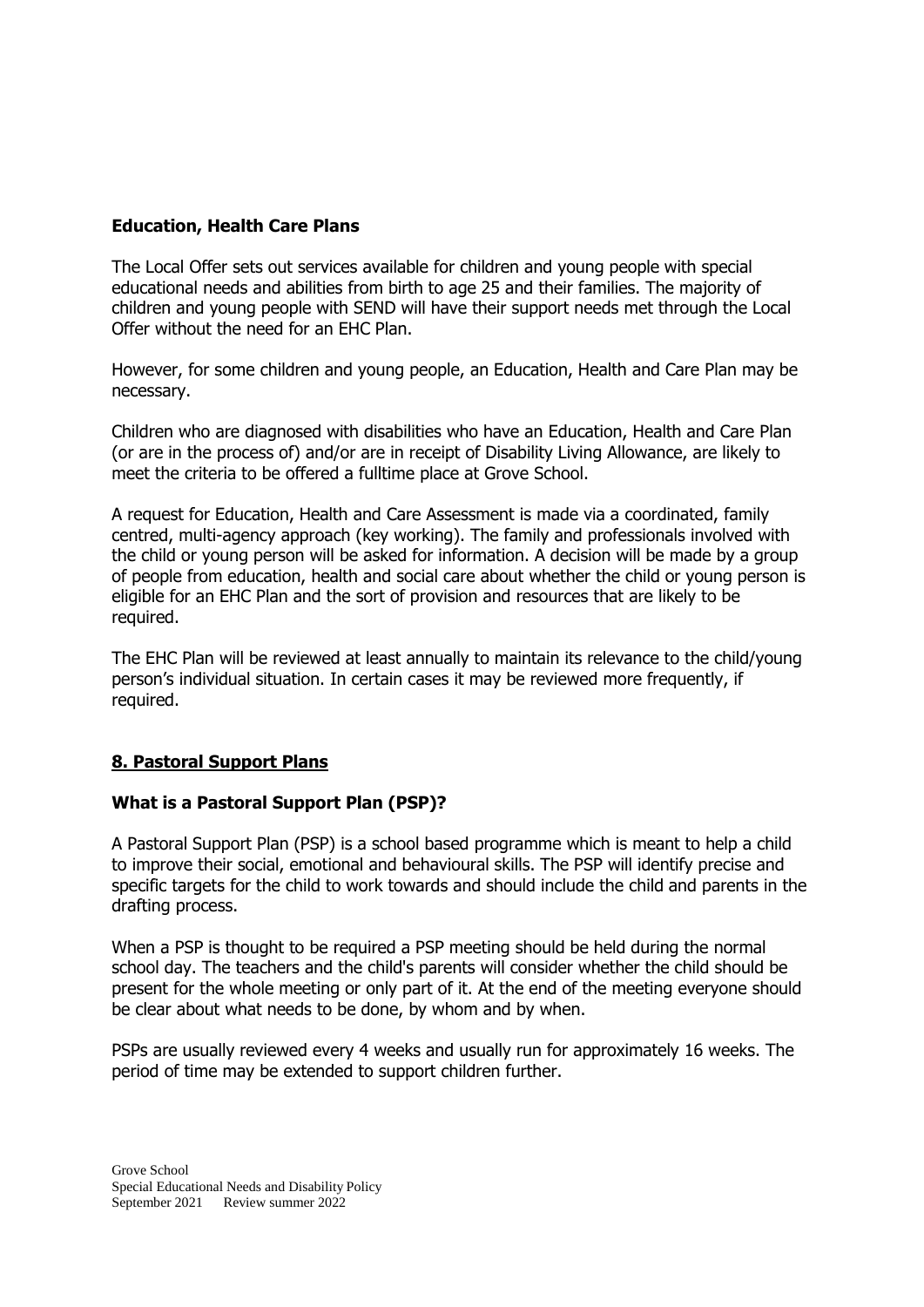### Education, Health Care Plans

The Local Offer sets out services available for children and young people with special educational needs and abilities from birth to age 25 and their families. The majority of children and young people with SEND will have their support needs met through the Local Offer without the need for an EHC Plan.

However, for some children and young people, an Education, Health and Care Plan may be necessary.

Children who are diagnosed with disabilities who have an Education, Health and Care Plan (or are in the process of) and/or are in receipt of Disability Living Allowance, are likely to meet the criteria to be offered a fulltime place at Grove School.

A request for Education, Health and Care Assessment is made via a coordinated, family centred, multi-agency approach (key working). The family and professionals involved with the child or young person will be asked for information. A decision will be made by a group of people from education, health and social care about whether the child or young person is eligible for an EHC Plan and the sort of provision and resources that are likely to be required.

The EHC Plan will be reviewed at least annually to maintain its relevance to the child/young person's individual situation. In certain cases it may be reviewed more frequently, if required.

## 8. Pastoral Support Plans

### What is a Pastoral Support Plan (PSP)?

A Pastoral Support Plan (PSP) is a school based programme which is meant to help a child to improve their social, emotional and behavioural skills. The PSP will identify precise and specific targets for the child to work towards and should include the child and parents in the drafting process.

When a PSP is thought to be required a PSP meeting should be held during the normal school day. The teachers and the child's parents will consider whether the child should be present for the whole meeting or only part of it. At the end of the meeting everyone should be clear about what needs to be done, by whom and by when.

PSPs are usually reviewed every 4 weeks and usually run for approximately 16 weeks. The period of time may be extended to support children further.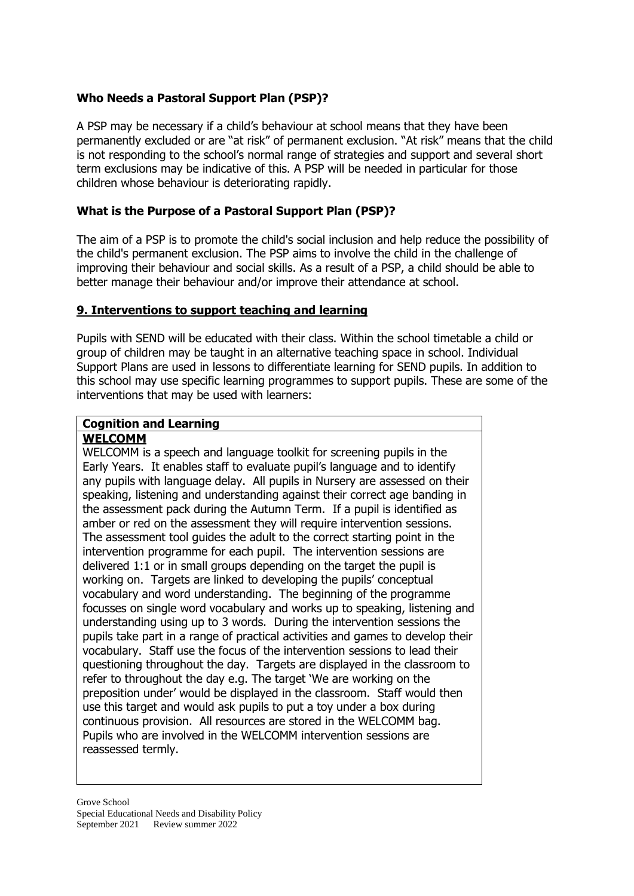### Who Needs a Pastoral Support Plan (PSP)?

A PSP may be necessary if a child's behaviour at school means that they have been permanently excluded or are "at risk" of permanent exclusion. "At risk" means that the child is not responding to the school's normal range of strategies and support and several short term exclusions may be indicative of this. A PSP will be needed in particular for those children whose behaviour is deteriorating rapidly.

### What is the Purpose of a Pastoral Support Plan (PSP)?

The aim of a PSP is to promote the child's social inclusion and help reduce the possibility of the child's permanent exclusion. The PSP aims to involve the child in the challenge of improving their behaviour and social skills. As a result of a PSP, a child should be able to better manage their behaviour and/or improve their attendance at school.

## 9. Interventions to support teaching and learning

Pupils with SEND will be educated with their class. Within the school timetable a child or group of children may be taught in an alternative teaching space in school. Individual Support Plans are used in lessons to differentiate learning for SEND pupils. In addition to this school may use specific learning programmes to support pupils. These are some of the interventions that may be used with learners:

| **Cognition and Learning** |
|---|
| **WELCOMM**<br>WELCOMM is a speech and language toolkit for screening pupils in the Early Years. It enables staff to evaluate pupil's language and to identify any pupils with language delay. All pupils in Nursery are assessed on their speaking, listening and understanding against their correct age banding in the assessment pack during the Autumn Term. If a pupil is identified as amber or red on the assessment they will require intervention sessions. The assessment tool guides the adult to the correct starting point in the intervention programme for each pupil. The intervention sessions are delivered 1:1 or in small groups depending on the target the pupil is working on. Targets are linked to developing the pupils' conceptual vocabulary and word understanding. The beginning of the programme focusses on single word vocabulary and works up to speaking, listening and understanding using up to 3 words. During the intervention sessions the pupils take part in a range of practical activities and games to develop their vocabulary. Staff use the focus of the intervention sessions to lead their questioning throughout the day. Targets are displayed in the classroom to refer to throughout the day e.g. The target 'We are working on the preposition under' would be displayed in the classroom. Staff would then use this target and would ask pupils to put a toy under a box during continuous provision. All resources are stored in the WELCOMM bag. Pupils who are involved in the WELCOMM intervention sessions are reassessed termly. |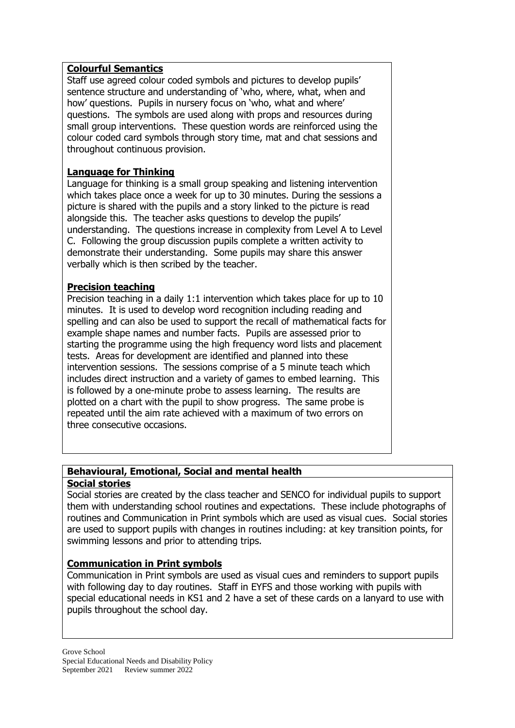**Colourful Semantics**

Staff use agreed colour coded symbols and pictures to develop pupils' sentence structure and understanding of 'who, where, what, when and how' questions. Pupils in nursery focus on 'who, what and where' questions. The symbols are used along with props and resources during small group interventions. These question words are reinforced using the colour coded card symbols through story time, mat and chat sessions and throughout continuous provision.

**Language for Thinking**

Language for thinking is a small group speaking and listening intervention which takes place once a week for up to 30 minutes. During the sessions a picture is shared with the pupils and a story linked to the picture is read alongside this. The teacher asks questions to develop the pupils' understanding. The questions increase in complexity from Level A to Level C. Following the group discussion pupils complete a written activity to demonstrate their understanding. Some pupils may share this answer verbally which is then scribed by the teacher.

**Precision teaching**

Precision teaching in a daily 1:1 intervention which takes place for up to 10 minutes. It is used to develop word recognition including reading and spelling and can also be used to support the recall of mathematical facts for example shape names and number facts. Pupils are assessed prior to starting the programme using the high frequency word lists and placement tests. Areas for development are identified and planned into these intervention sessions. The sessions comprise of a 5 minute teach which includes direct instruction and a variety of games to embed learning. This is followed by a one-minute probe to assess learning. The results are plotted on a chart with the pupil to show progress. The same probe is repeated until the aim rate achieved with a maximum of two errors on three consecutive occasions.

## Behavioural, Emotional, Social and mental health

**Social stories**

Social stories are created by the class teacher and SENCO for individual pupils to support them with understanding school routines and expectations. These include photographs of routines and Communication in Print symbols which are used as visual cues. Social stories are used to support pupils with changes in routines including: at key transition points, for swimming lessons and prior to attending trips.

**Communication in Print symbols**

Communication in Print symbols are used as visual cues and reminders to support pupils with following day to day routines. Staff in EYFS and those working with pupils with special educational needs in KS1 and 2 have a set of these cards on a lanyard to use with pupils throughout the school day.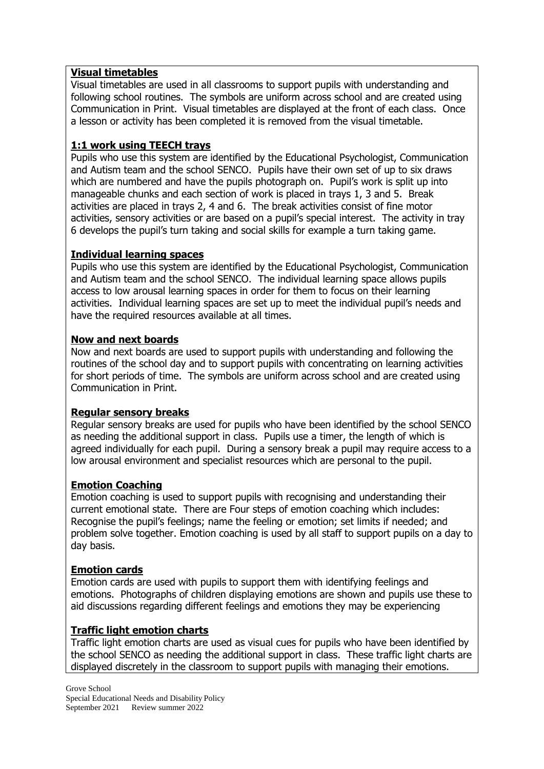**Visual timetables**

Visual timetables are used in all classrooms to support pupils with understanding and following school routines. The symbols are uniform across school and are created using Communication in Print. Visual timetables are displayed at the front of each class. Once a lesson or activity has been completed it is removed from the visual timetable.

**1:1 work using TEECH trays**

Pupils who use this system are identified by the Educational Psychologist, Communication and Autism team and the school SENCO. Pupils have their own set of up to six draws which are numbered and have the pupils photograph on. Pupil's work is split up into manageable chunks and each section of work is placed in trays 1, 3 and 5. Break activities are placed in trays 2, 4 and 6. The break activities consist of fine motor activities, sensory activities or are based on a pupil's special interest. The activity in tray 6 develops the pupil's turn taking and social skills for example a turn taking game.

**Individual learning spaces**

Pupils who use this system are identified by the Educational Psychologist, Communication and Autism team and the school SENCO. The individual learning space allows pupils access to low arousal learning spaces in order for them to focus on their learning activities. Individual learning spaces are set up to meet the individual pupil's needs and have the required resources available at all times.

**Now and next boards**

Now and next boards are used to support pupils with understanding and following the routines of the school day and to support pupils with concentrating on learning activities for short periods of time. The symbols are uniform across school and are created using Communication in Print.

**Regular sensory breaks**

Regular sensory breaks are used for pupils who have been identified by the school SENCO as needing the additional support in class. Pupils use a timer, the length of which is agreed individually for each pupil. During a sensory break a pupil may require access to a low arousal environment and specialist resources which are personal to the pupil.

**Emotion Coaching**

Emotion coaching is used to support pupils with recognising and understanding their current emotional state. There are Four steps of emotion coaching which includes: Recognise the pupil's feelings; name the feeling or emotion; set limits if needed; and problem solve together. Emotion coaching is used by all staff to support pupils on a day to day basis.

**Emotion cards**

Emotion cards are used with pupils to support them with identifying feelings and emotions. Photographs of children displaying emotions are shown and pupils use these to aid discussions regarding different feelings and emotions they may be experiencing

**Traffic light emotion charts**

Traffic light emotion charts are used as visual cues for pupils who have been identified by the school SENCO as needing the additional support in class. These traffic light charts are displayed discretely in the classroom to support pupils with managing their emotions.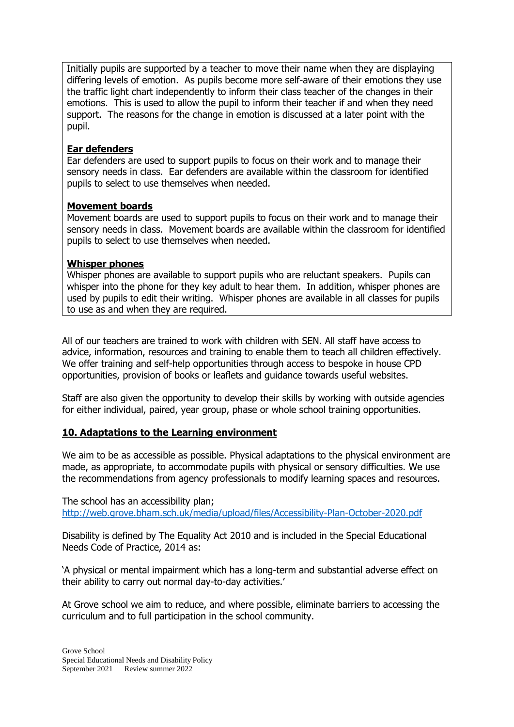Initially pupils are supported by a teacher to move their name when they are displaying differing levels of emotion. As pupils become more self-aware of their emotions they use the traffic light chart independently to inform their class teacher of the changes in their emotions. This is used to allow the pupil to inform their teacher if and when they need support. The reasons for the change in emotion is discussed at a later point with the pupil.

**Ear defenders**
Ear defenders are used to support pupils to focus on their work and to manage their sensory needs in class. Ear defenders are available within the classroom for identified pupils to select to use themselves when needed.

**Movement boards**
Movement boards are used to support pupils to focus on their work and to manage their sensory needs in class. Movement boards are available within the classroom for identified pupils to select to use themselves when needed.

**Whisper phones**
Whisper phones are available to support pupils who are reluctant speakers. Pupils can whisper into the phone for they key adult to hear them. In addition, whisper phones are used by pupils to edit their writing. Whisper phones are available in all classes for pupils to use as and when they are required.

All of our teachers are trained to work with children with SEN. All staff have access to advice, information, resources and training to enable them to teach all children effectively. We offer training and self-help opportunities through access to bespoke in house CPD opportunities, provision of books or leaflets and guidance towards useful websites.

Staff are also given the opportunity to develop their skills by working with outside agencies for either individual, paired, year group, phase or whole school training opportunities.

## 10. Adaptations to the Learning environment

We aim to be as accessible as possible. Physical adaptations to the physical environment are made, as appropriate, to accommodate pupils with physical or sensory difficulties. We use the recommendations from agency professionals to modify learning spaces and resources.

The school has an accessibility plan;
http://web.grove.bham.sch.uk/media/upload/files/Accessibility-Plan-October-2020.pdf

Disability is defined by The Equality Act 2010 and is included in the Special Educational Needs Code of Practice, 2014 as:

'A physical or mental impairment which has a long-term and substantial adverse effect on their ability to carry out normal day-to-day activities.'

At Grove school we aim to reduce, and where possible, eliminate barriers to accessing the curriculum and to full participation in the school community.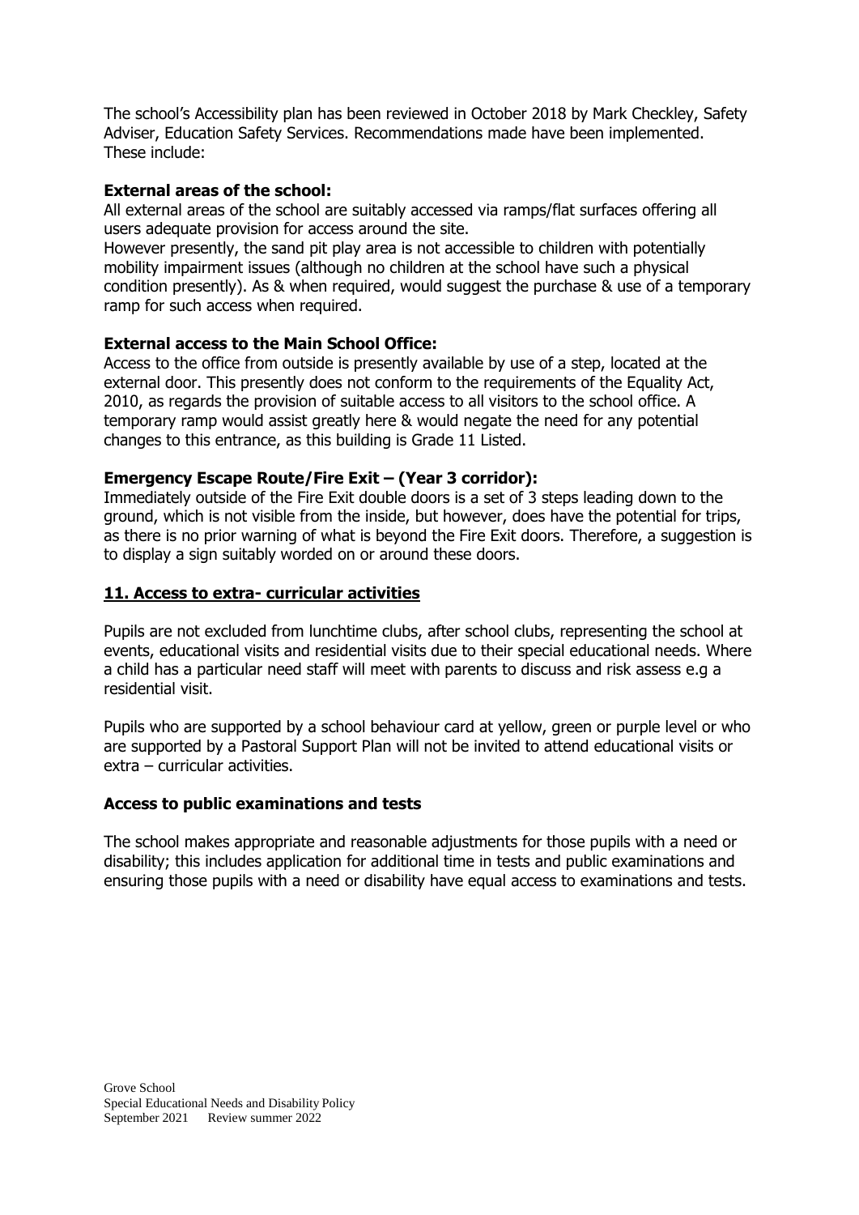The school's Accessibility plan has been reviewed in October 2018 by Mark Checkley, Safety Adviser, Education Safety Services. Recommendations made have been implemented. These include:

**External areas of the school:**

All external areas of the school are suitably accessed via ramps/flat surfaces offering all users adequate provision for access around the site.

However presently, the sand pit play area is not accessible to children with potentially mobility impairment issues (although no children at the school have such a physical condition presently). As & when required, would suggest the purchase & use of a temporary ramp for such access when required.

**External access to the Main School Office:**

Access to the office from outside is presently available by use of a step, located at the external door. This presently does not conform to the requirements of the Equality Act, 2010, as regards the provision of suitable access to all visitors to the school office. A temporary ramp would assist greatly here & would negate the need for any potential changes to this entrance, as this building is Grade 11 Listed.

**Emergency Escape Route/Fire Exit – (Year 3 corridor):**

Immediately outside of the Fire Exit double doors is a set of 3 steps leading down to the ground, which is not visible from the inside, but however, does have the potential for trips, as there is no prior warning of what is beyond the Fire Exit doors. Therefore, a suggestion is to display a sign suitably worded on or around these doors.

## **11. Access to extra- curricular activities**

Pupils are not excluded from lunchtime clubs, after school clubs, representing the school at events, educational visits and residential visits due to their special educational needs. Where a child has a particular need staff will meet with parents to discuss and risk assess e.g a residential visit.

Pupils who are supported by a school behaviour card at yellow, green or purple level or who are supported by a Pastoral Support Plan will not be invited to attend educational visits or extra – curricular activities.

**Access to public examinations and tests**

The school makes appropriate and reasonable adjustments for those pupils with a need or disability; this includes application for additional time in tests and public examinations and ensuring those pupils with a need or disability have equal access to examinations and tests.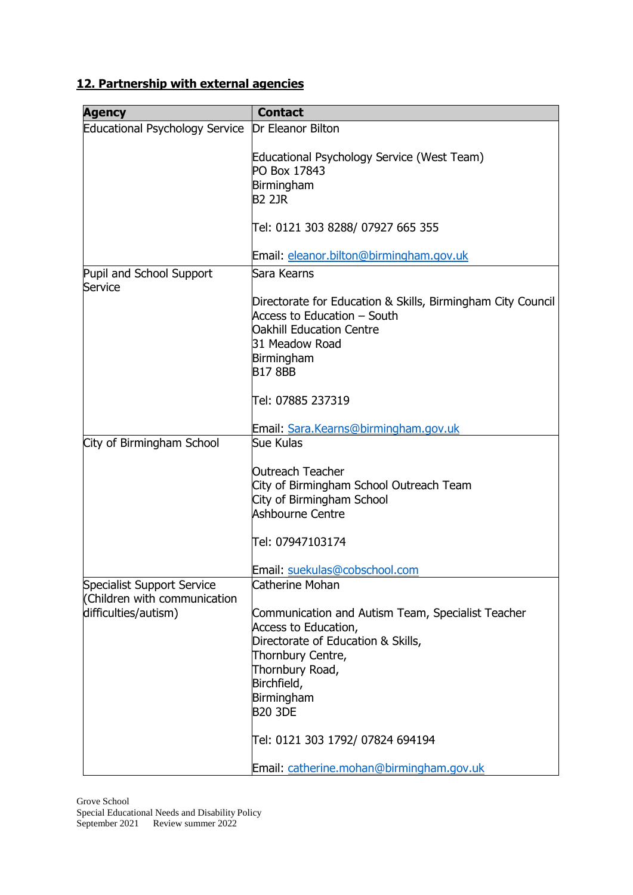## 12. Partnership with external agencies

| Agency | Contact |
|---|---|
| Educational Psychology Service | Dr Eleanor Bilton<br><br>Educational Psychology Service (West Team)<br>PO Box 17843<br>Birmingham<br>B2 2JR<br><br>Tel: 0121 303 8288/ 07927 665 355<br><br>Email: eleanor.bilton@birmingham.gov.uk |
| Pupil and School Support Service | Sara Kearns<br><br>Directorate for Education & Skills, Birmingham City Council<br>Access to Education – South<br>Oakhill Education Centre<br>31 Meadow Road<br>Birmingham<br>B17 8BB<br><br>Tel: 07885 237319<br><br>Email: Sara.Kearns@birmingham.gov.uk |
| City of Birmingham School | Sue Kulas<br><br>Outreach Teacher<br>City of Birmingham School Outreach Team<br>City of Birmingham School<br>Ashbourne Centre<br><br>Tel: 07947103174<br><br>Email: suekulas@cobschool.com |
| Specialist Support Service (Children with communication difficulties/autism) | Catherine Mohan<br><br>Communication and Autism Team, Specialist Teacher<br>Access to Education,<br>Directorate of Education & Skills,<br>Thornbury Centre,<br>Thornbury Road,<br>Birchfield,<br>Birmingham<br>B20 3DE<br><br>Tel: 0121 303 1792/ 07824 694194<br><br>Email: catherine.mohan@birmingham.gov.uk |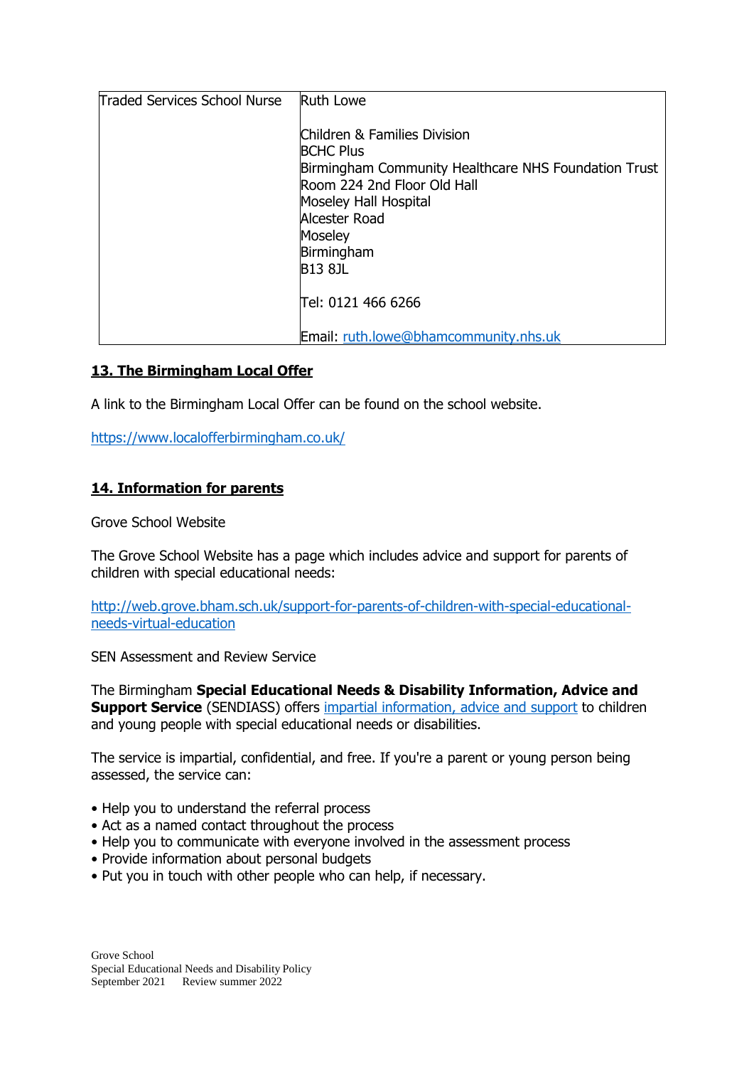| Traded Services School Nurse | Ruth Lowe<br><br>Children & Families Division<br>BCHC Plus<br>Birmingham Community Healthcare NHS Foundation Trust<br>Room 224 2nd Floor Old Hall<br>Moseley Hall Hospital<br>Alcester Road<br>Moseley<br>Birmingham<br>B13 8JL<br><br>Tel: 0121 466 6266<br><br>Email: ruth.lowe@bhamcommunity.nhs.uk |
|---|---|

## 13. The Birmingham Local Offer

A link to the Birmingham Local Offer can be found on the school website.

https://www.localofferbirmingham.co.uk/

## 14. Information for parents

Grove School Website

The Grove School Website has a page which includes advice and support for parents of children with special educational needs:

http://web.grove.bham.sch.uk/support-for-parents-of-children-with-special-educational-needs-virtual-education

SEN Assessment and Review Service

The Birmingham **Special Educational Needs & Disability Information, Advice and Support Service** (SENDIASS) offers impartial information, advice and support to children and young people with special educational needs or disabilities.

The service is impartial, confidential, and free. If you're a parent or young person being assessed, the service can:

- Help you to understand the referral process
- Act as a named contact throughout the process
- Help you to communicate with everyone involved in the assessment process
- Provide information about personal budgets
- Put you in touch with other people who can help, if necessary.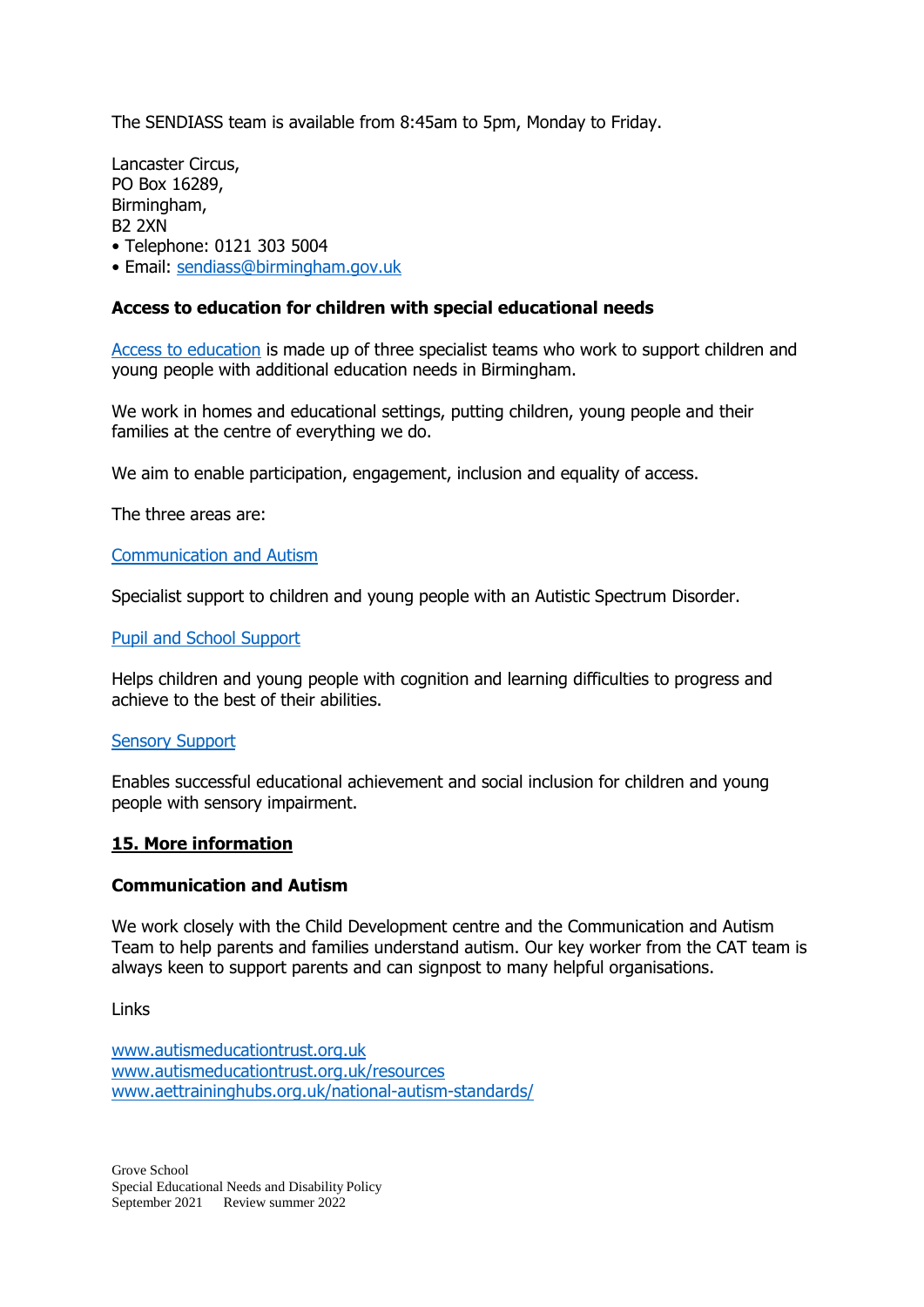The SENDIASS team is available from 8:45am to 5pm, Monday to Friday.

Lancaster Circus,  
PO Box 16289,  
Birmingham,  
B2 2XN

- Telephone: 0121 303 5004
- Email: [sendiass@birmingham.gov.uk](mailto:sendiass@birmingham.gov.uk)

**Access to education for children with special educational needs**

[Access to education](#) is made up of three specialist teams who work to support children and young people with additional education needs in Birmingham.

We work in homes and educational settings, putting children, young people and their families at the centre of everything we do.

We aim to enable participation, engagement, inclusion and equality of access.

The three areas are:

[Communication and Autism](#)

Specialist support to children and young people with an Autistic Spectrum Disorder.

[Pupil and School Support](#)

Helps children and young people with cognition and learning difficulties to progress and achieve to the best of their abilities.

[Sensory Support](#)

Enables successful educational achievement and social inclusion for children and young people with sensory impairment.

## 15. More information

**Communication and Autism**

We work closely with the Child Development centre and the Communication and Autism Team to help parents and families understand autism. Our key worker from the CAT team is always keen to support parents and can signpost to many helpful organisations.

Links

[www.autismeducationtrust.org.uk](http://www.autismeducationtrust.org.uk)  
[www.autismeducationtrust.org.uk/resources](http://www.autismeducationtrust.org.uk/resources)  
[www.aettraininghubs.org.uk/national-autism-standards/](http://www.aettraininghubs.org.uk/national-autism-standards/)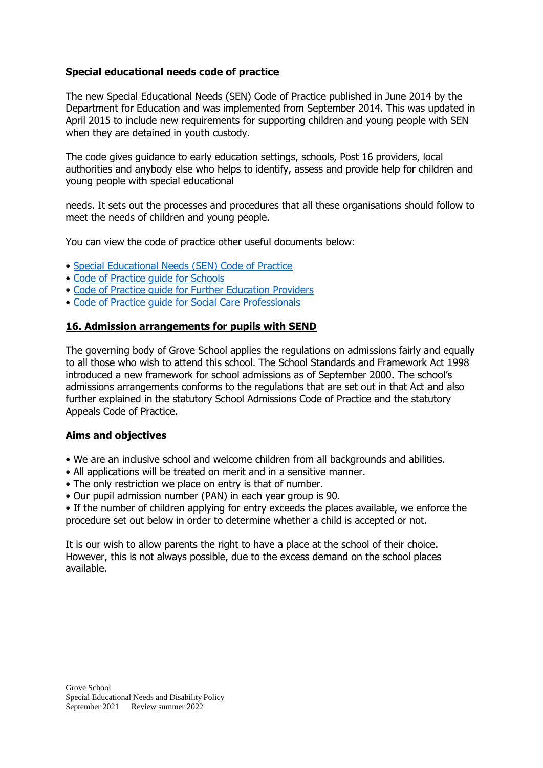**Special educational needs code of practice**

The new Special Educational Needs (SEN) Code of Practice published in June 2014 by the Department for Education and was implemented from September 2014. This was updated in April 2015 to include new requirements for supporting children and young people with SEN when they are detained in youth custody.

The code gives guidance to early education settings, schools, Post 16 providers, local authorities and anybody else who helps to identify, assess and provide help for children and young people with special educational

needs. It sets out the processes and procedures that all these organisations should follow to meet the needs of children and young people.

You can view the code of practice other useful documents below:

- Special Educational Needs (SEN) Code of Practice
- Code of Practice guide for Schools
- Code of Practice guide for Further Education Providers
- Code of Practice guide for Social Care Professionals

## 16. Admission arrangements for pupils with SEND

The governing body of Grove School applies the regulations on admissions fairly and equally to all those who wish to attend this school. The School Standards and Framework Act 1998 introduced a new framework for school admissions as of September 2000. The school's admissions arrangements conforms to the regulations that are set out in that Act and also further explained in the statutory School Admissions Code of Practice and the statutory Appeals Code of Practice.

**Aims and objectives**

- We are an inclusive school and welcome children from all backgrounds and abilities.
- All applications will be treated on merit and in a sensitive manner.
- The only restriction we place on entry is that of number.
- Our pupil admission number (PAN) in each year group is 90.
- If the number of children applying for entry exceeds the places available, we enforce the procedure set out below in order to determine whether a child is accepted or not.

It is our wish to allow parents the right to have a place at the school of their choice. However, this is not always possible, due to the excess demand on the school places available.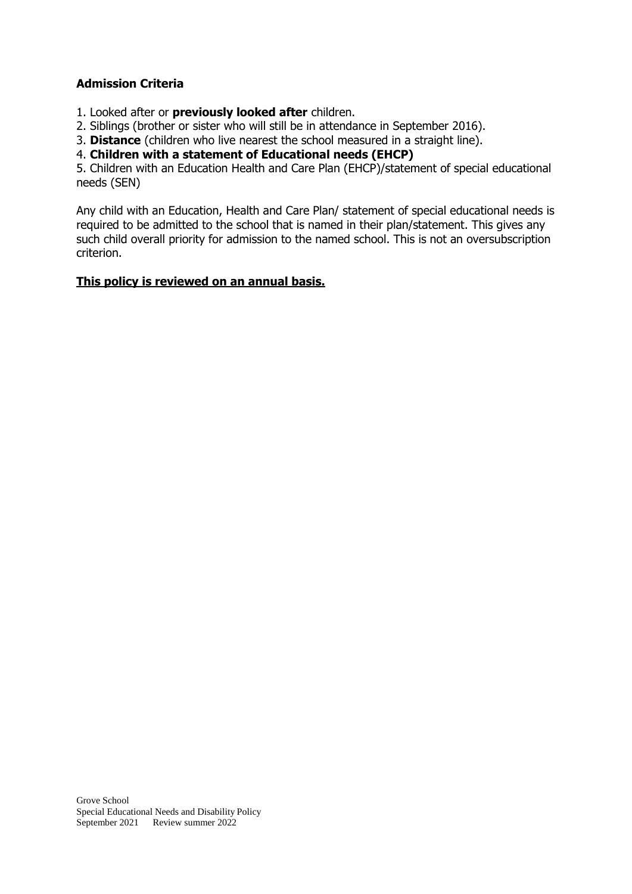**Admission Criteria**

1. Looked after or **previously looked after** children.
2. Siblings (brother or sister who will still be in attendance in September 2016).
3. **Distance** (children who live nearest the school measured in a straight line).
4. **Children with a statement of Educational needs (EHCP)**
5. Children with an Education Health and Care Plan (EHCP)/statement of special educational needs (SEN)

Any child with an Education, Health and Care Plan/ statement of special educational needs is required to be admitted to the school that is named in their plan/statement. This gives any such child overall priority for admission to the named school. This is not an oversubscription criterion.

**<u>This policy is reviewed on an annual basis.</u>**